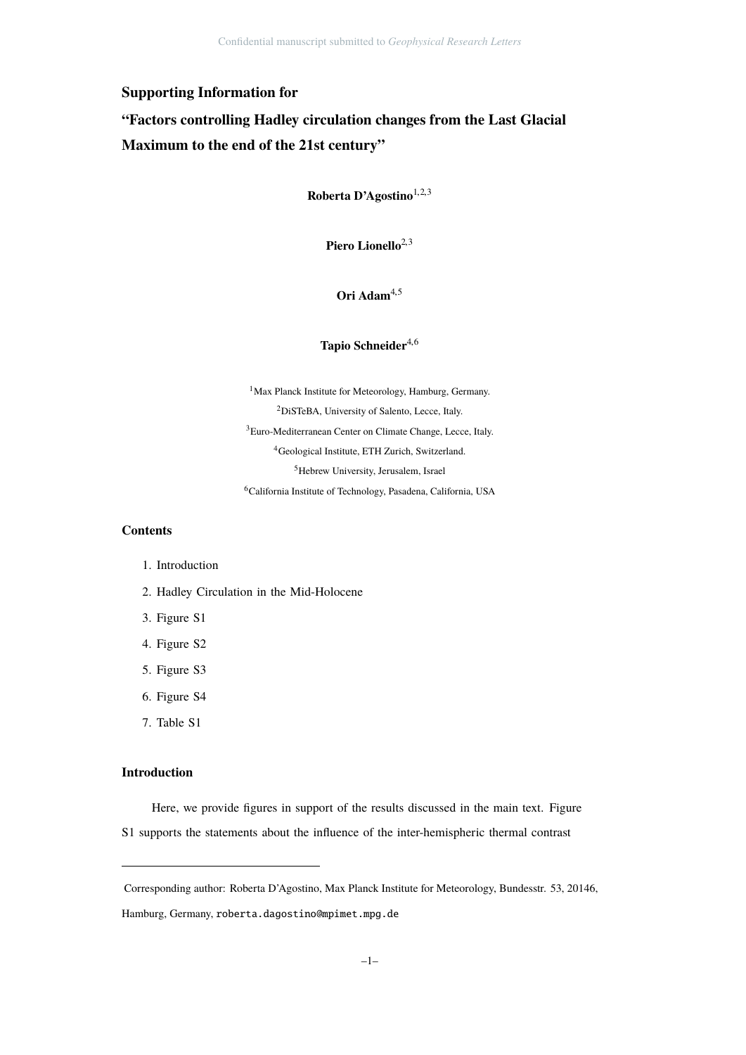# Supporting Information for

# "Factors controlling Hadley circulation changes from the Last Glacial Maximum to the end of the 21st century"

**Roberta D'Agostino**[1,2,3]

**Piero Lionello**[2,3]

**Ori Adam**[4,5]

**Tapio Schneider**[4,6]

[1]Max Planck Institute for Meteorology, Hamburg, Germany.
[2]DiSTeBA, University of Salento, Lecce, Italy.
[3]Euro-Mediterranean Center on Climate Change, Lecce, Italy.
[4]Geological Institute, ETH Zurich, Switzerland.
[5]Hebrew University, Jerusalem, Israel
[6]California Institute of Technology, Pasadena, California, USA

## Contents

1. Introduction
2. Hadley Circulation in the Mid-Holocene
3. Figure S1
4. Figure S2
5. Figure S3
6. Figure S4
7. Table S1

## Introduction

Here, we provide figures in support of the results discussed in the main text. Figure S1 supports the statements about the influence of the inter-hemispheric thermal contrast

---

Corresponding author: Roberta D'Agostino, Max Planck Institute for Meteorology, Bundesstr. 53, 20146, Hamburg, Germany, roberta.dagostino@mpimet.mpg.de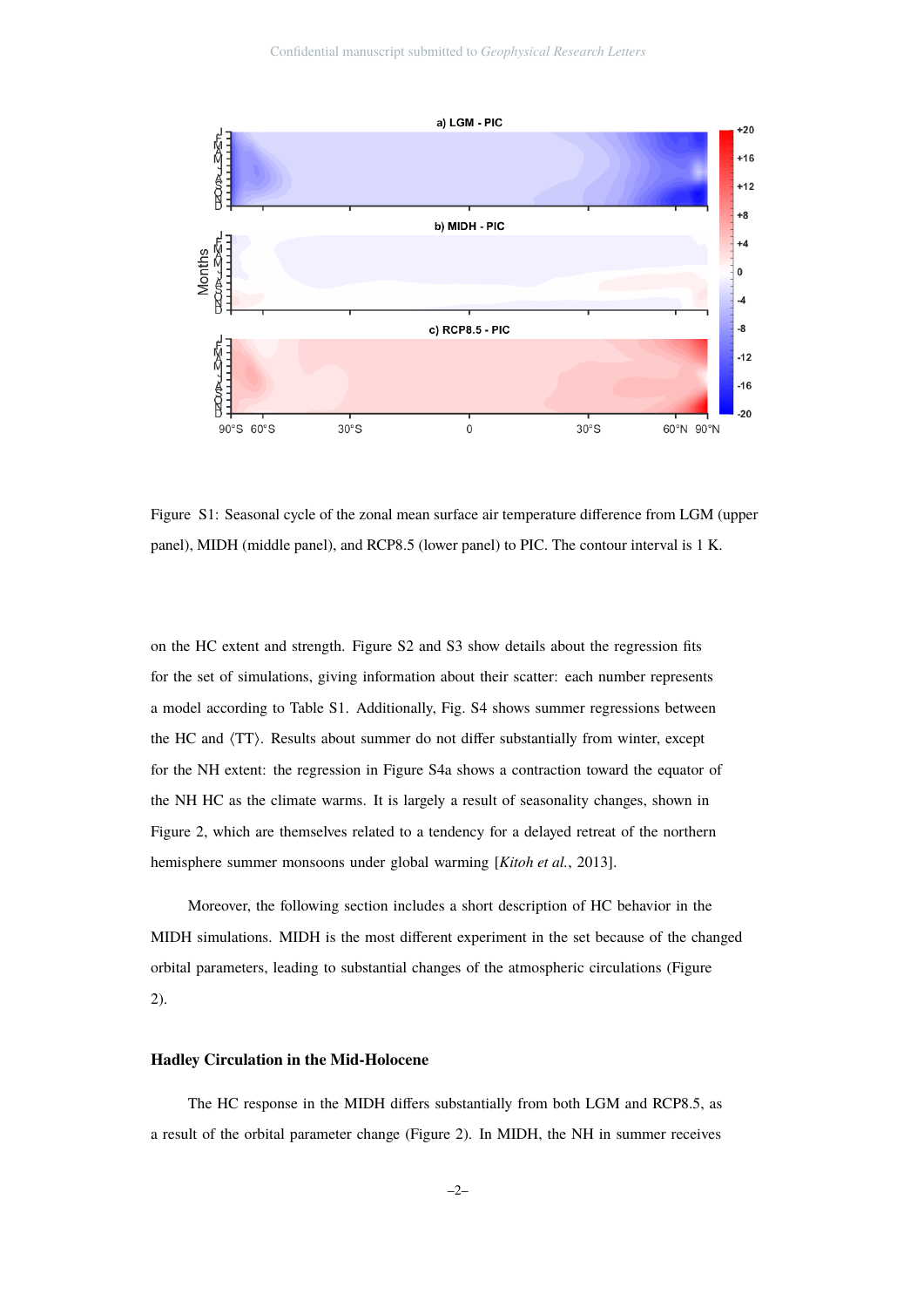Figure S1: Seasonal cycle of the zonal mean surface air temperature difference from LGM (upper panel), MIDH (middle panel), and RCP8.5 (lower panel) to PIC. The contour interval is 1 K.

on the HC extent and strength. Figure S2 and S3 show details about the regression fits for the set of simulations, giving information about their scatter: each number represents a model according to Table S1. Additionally, Fig. S4 shows summer regressions between the HC and $\langle TT \rangle$. Results about summer do not differ substantially from winter, except for the NH extent: the regression in Figure S4a shows a contraction toward the equator of the NH HC as the climate warms. It is largely a result of seasonality changes, shown in Figure 2, which are themselves related to a tendency for a delayed retreat of the northern hemisphere summer monsoons under global warming [*Kitoh et al.*, 2013].

Moreover, the following section includes a short description of HC behavior in the MIDH simulations. MIDH is the most different experiment in the set because of the changed orbital parameters, leading to substantial changes of the atmospheric circulations (Figure 2).

### Hadley Circulation in the Mid-Holocene

The HC response in the MIDH differs substantially from both LGM and RCP8.5, as a result of the orbital parameter change (Figure 2). In MIDH, the NH in summer receives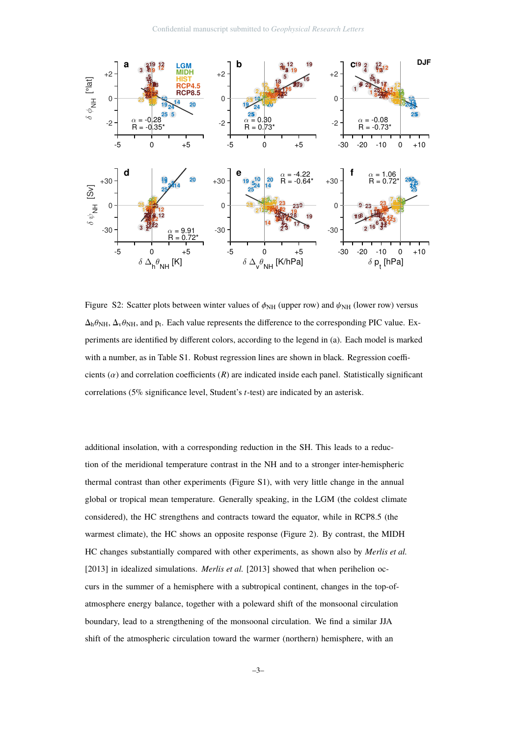Figure S2: Scatter plots between winter values of $\phi_{NH}$ (upper row) and $\psi_{NH}$ (lower row) versus $\Delta_h\theta_{NH}$, $\Delta_v\theta_{NH}$, and $p_t$. Each value represents the difference to the corresponding PIC value. Experiments are identified by different colors, according to the legend in (a). Each model is marked with a number, as in Table S1. Robust regression lines are shown in black. Regression coefficients ($\alpha$) and correlation coefficients ($R$) are indicated inside each panel. Statistically significant correlations (5% significance level, Student's $t$-test) are indicated by an asterisk.

additional insolation, with a corresponding reduction in the SH. This leads to a reduction of the meridional temperature contrast in the NH and to a stronger inter-hemispheric thermal contrast than other experiments (Figure S1), with very little change in the annual global or tropical mean temperature. Generally speaking, in the LGM (the coldest climate considered), the HC strengthens and contracts toward the equator, while in RCP8.5 (the warmest climate), the HC shows an opposite response (Figure 2). By contrast, the MIDH HC changes substantially compared with other experiments, as shown also by *Merlis et al.* [2013] in idealized simulations. *Merlis et al.* [2013] showed that when perihelion occurs in the summer of a hemisphere with a subtropical continent, changes in the top-of-atmosphere energy balance, together with a poleward shift of the monsoonal circulation boundary, lead to a strengthening of the monsoonal circulation. We find a similar JJA shift of the atmospheric circulation toward the warmer (northern) hemisphere, with an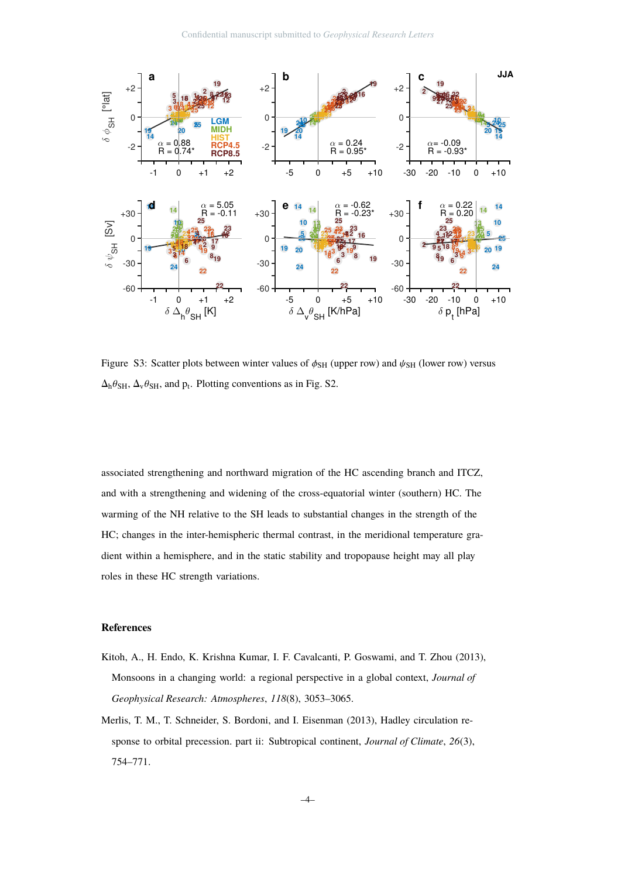Figure S3: Scatter plots between winter values of $\phi_{SH}$ (upper row) and $\psi_{SH}$ (lower row) versus $\Delta_h\theta_{SH}$, $\Delta_v\theta_{SH}$, and $p_t$. Plotting conventions as in Fig. S2.

associated strengthening and northward migration of the HC ascending branch and ITCZ, and with a strengthening and widening of the cross-equatorial winter (southern) HC. The warming of the NH relative to the SH leads to substantial changes in the strength of the HC; changes in the inter-hemispheric thermal contrast, in the meridional temperature gradient within a hemisphere, and in the static stability and tropopause height may all play roles in these HC strength variations.

## References

Kitoh, A., H. Endo, K. Krishna Kumar, I. F. Cavalcanti, P. Goswami, and T. Zhou (2013), Monsoons in a changing world: a regional perspective in a global context, *Journal of Geophysical Research: Atmospheres*, *118*(8), 3053–3065.

Merlis, T. M., T. Schneider, S. Bordoni, and I. Eisenman (2013), Hadley circulation response to orbital precession. part ii: Subtropical continent, *Journal of Climate*, *26*(3), 754–771.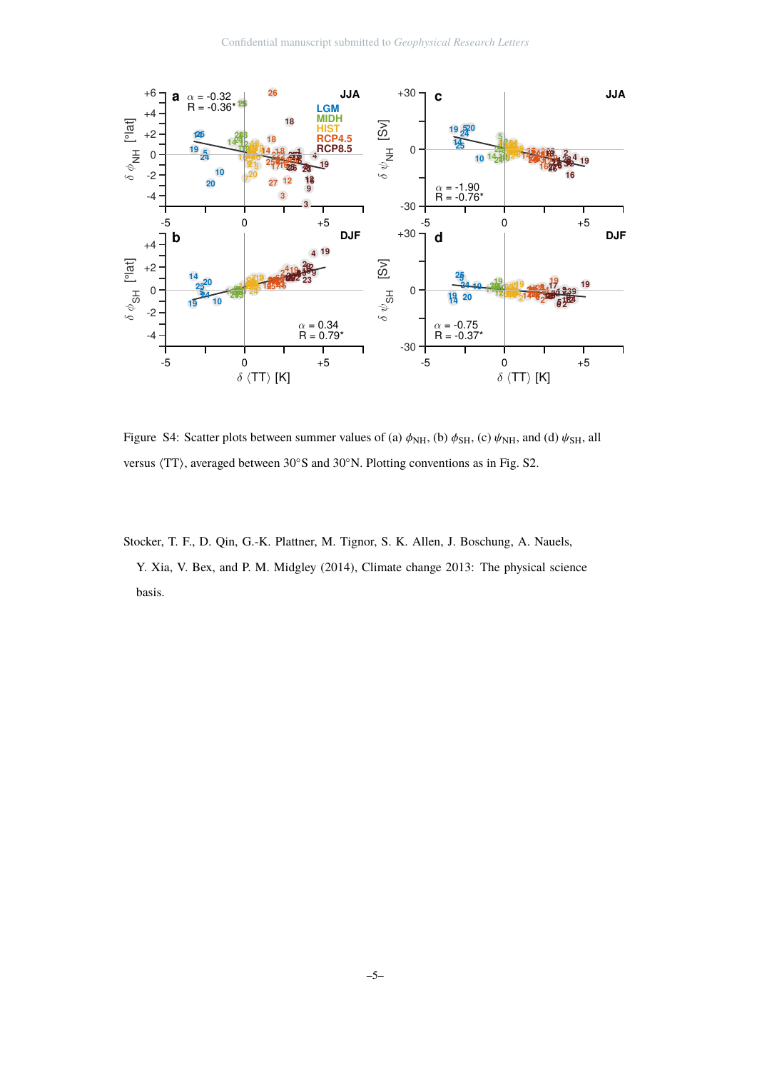Figure S4: Scatter plots between summer values of (a) $\phi_{NH}$, (b) $\phi_{SH}$, (c) $\psi_{NH}$, and (d) $\psi_{SH}$, all versus $\langle TT \rangle$, averaged between 30°S and 30°N. Plotting conventions as in Fig. S2.

Stocker, T. F., D. Qin, G.-K. Plattner, M. Tignor, S. K. Allen, J. Boschung, A. Nauels, Y. Xia, V. Bex, and P. M. Midgley (2014), Climate change 2013: The physical science basis.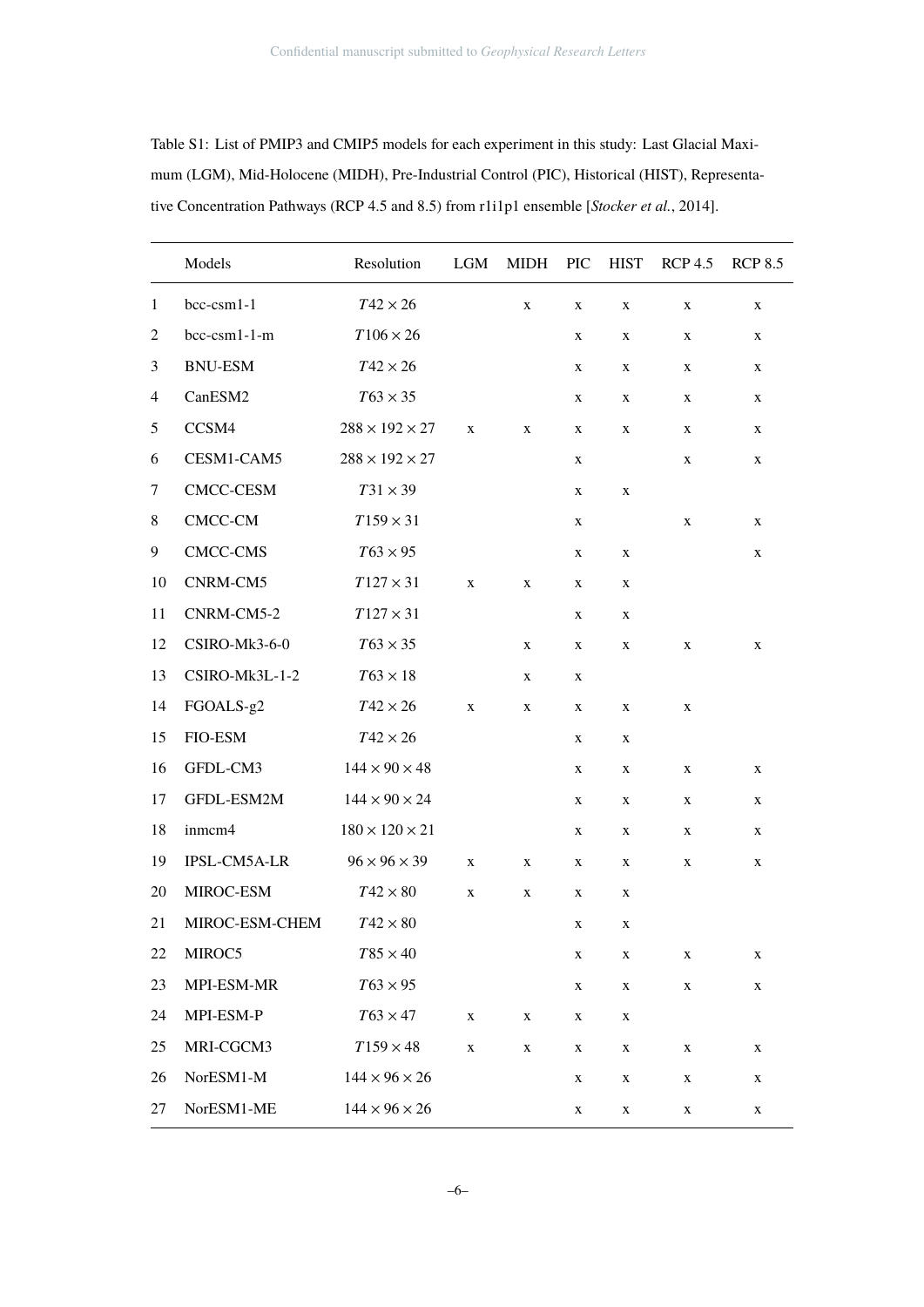Table S1: List of PMIP3 and CMIP5 models for each experiment in this study: Last Glacial Maximum (LGM), Mid-Holocene (MIDH), Pre-Industrial Control (PIC), Historical (HIST), Representative Concentration Pathways (RCP 4.5 and 8.5) from r1i1p1 ensemble [*Stocker et al.*, 2014].

| | Models | Resolution | LGM | MIDH | PIC | HIST | RCP 4.5 | RCP 8.5 |
|---|---|---|---|---|---|---|---|---|
| 1 | bcc-csm1-1 | $T42 \times 26$ | | x | x | x | x | x |
| 2 | bcc-csm1-1-m | $T106 \times 26$ | | | x | x | x | x |
| 3 | BNU-ESM | $T42 \times 26$ | | | x | x | x | x |
| 4 | CanESM2 | $T63 \times 35$ | | | x | x | x | x |
| 5 | CCSM4 | $288 \times 192 \times 27$ | x | x | x | x | x | x |
| 6 | CESM1-CAM5 | $288 \times 192 \times 27$ | | | x | | x | x |
| 7 | CMCC-CESM | $T31 \times 39$ | | | x | x | | |
| 8 | CMCC-CM | $T159 \times 31$ | | | x | | x | x |
| 9 | CMCC-CMS | $T63 \times 95$ | | | x | x | | x |
| 10 | CNRM-CM5 | $T127 \times 31$ | x | x | x | x | | |
| 11 | CNRM-CM5-2 | $T127 \times 31$ | | | x | x | | |
| 12 | CSIRO-Mk3-6-0 | $T63 \times 35$ | | x | x | x | x | x |
| 13 | CSIRO-Mk3L-1-2 | $T63 \times 18$ | | x | x | | | |
| 14 | FGOALS-g2 | $T42 \times 26$ | x | x | x | x | x | |
| 15 | FIO-ESM | $T42 \times 26$ | | | x | x | | |
| 16 | GFDL-CM3 | $144 \times 90 \times 48$ | | | x | x | x | x |
| 17 | GFDL-ESM2M | $144 \times 90 \times 24$ | | | x | x | x | x |
| 18 | inmcm4 | $180 \times 120 \times 21$ | | | x | x | x | x |
| 19 | IPSL-CM5A-LR | $96 \times 96 \times 39$ | x | x | x | x | x | x |
| 20 | MIROC-ESM | $T42 \times 80$ | x | x | x | x | | |
| 21 | MIROC-ESM-CHEM | $T42 \times 80$ | | | x | x | | |
| 22 | MIROC5 | $T85 \times 40$ | | | x | x | x | x |
| 23 | MPI-ESM-MR | $T63 \times 95$ | | | x | x | x | x |
| 24 | MPI-ESM-P | $T63 \times 47$ | x | x | x | x | | |
| 25 | MRI-CGCM3 | $T159 \times 48$ | x | x | x | x | x | x |
| 26 | NorESM1-M | $144 \times 96 \times 26$ | | | x | x | x | x |
| 27 | NorESM1-ME | $144 \times 96 \times 26$ | | | x | x | x | x |